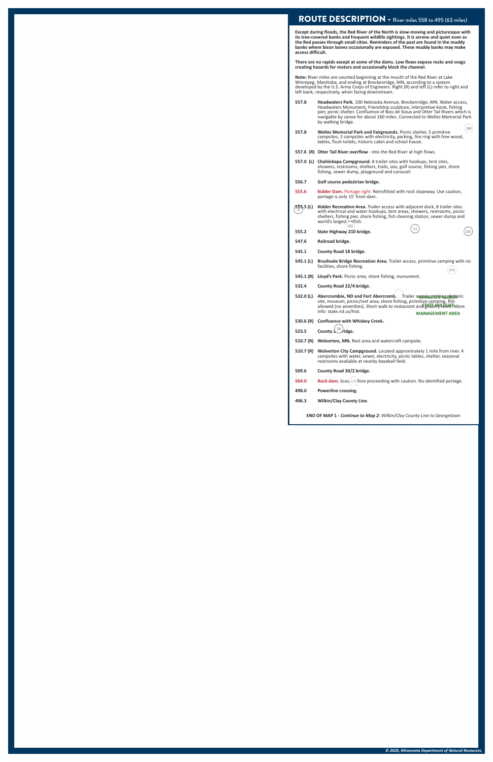## ROUTE DESCRIPTION - River miles 558 to 495 (63 miles)

**Except during floods, the Red River of the North is slow-moving and picturesque with its tree-covered banks and frequent wildlife sightings. It is serene and quiet even as the Red passes through small cities. Reminders of the past are found in the muddy banks where bison bones occasionally are exposed. These muddy banks may make access difficult.**

**There are no rapids except at some of the dams. Low flows expose rocks and snags creating hazards for motors and occasionally block the channel.**

**Note:** River miles are counted beginning at the mouth of the Red River at Lake Winnipeg, Manitoba, and ending at Breckenridge, MN, according to a system developed by the U.S. Army Corps of Engineers. Right (R) and left (L) refer to right and left bank, respectively, when facing downstream.

| | |
|---|---|
| **557.8** | **Headwaters Park.** 100 Nebraska Avenue, Breckenridge, MN. Water access, Headwaters Monument, Friendship sculpture, interpretive kiosk, fishing pier, picnic shelter. Confluence of Bois de Sioux and Otter Tail Rivers which is navigable by canoe for about 160 miles. Connected to Welles Memorial Park by walking bridge. |
| **557.8** | **Welles Memorial Park and Fairgrounds.** Picnic shelter, 5 primitive campsites, 2 campsites with electricity, parking, fire ring with free wood, tables, flush toilets, historic cabin and school house. |
| **557.6 (R)** | **Otter Tail River overflow** - into the Red River at high flows. |
| **557.0 (L)** | **Chahinkapa Campground.** 8 trailer sites with hookups, tent sites, showers, restrooms, shelters, trails, zoo, golf course, fishing pier, shore fishing, sewer dump, playground and carousel. |
| **556.7** | **Golf course pedestrian bridge.** |
| **555.6** | **Kidder Dam.** Portage right. Retrofitted with rock slopeway. Use caution, portage is only 15' from dam. |
| **555.5 (L)** | **Kidder Recreation Area.** Trailer access with adjacent dock, 8 trailer sites with electrical and water hookups, tent areas, showers, restrooms, picnic shelters, fishing pier, shore fishing, fish cleaning station, sewer dump and world's largest catfish. |
| **555.2** | **State Highway 210 bridge.** |
| **547.6** | **Railroad bridge.** |
| **545.1** | **County Road 18 bridge.** |
| **545.1 (L)** | **Brushvale Bridge Recreation Area.** Trailer access, primitive camping with no facilities, shore fishing. |
| **545.1 (R)** | **Lloyd's Park.** Picnic area, shore fishing, monument. |
| **532.4** | **County Road 22/4 bridge.** |
| **532.0 (L)** | **Abercrombie, ND and Fort Abercrombie.** Trailer access, parking, historic site, museum, picnic/rest area, shore fishing, primitive camping, RVs allowed (no amenities). Short walk to restaurant and grocery store. More info: state.nd.us/hist. |
| **530.6 (R)** | **Confluence with Whiskey Creek.** |
| **523.5** | **County 26 bridge.** |
| **510.7 (R)** | **Wolverton, MN.** Rest area and watercraft campsite. |
| **510.7 (R)** | **Wolverton City Campground.** Located approximately 1 mile from river. 4 campsites with water, sewer, electricity, picnic tables, shelter, seasonal restrooms available at nearby baseball field. |
| **509.6** | **County Road 30/2 bridge.** |
| **504.0** | **Rock dam.** Scout before proceeding with caution. No identified portage. |
| **498.0** | **Powerline crossing.** |
| **496.3** | **Wilkin/Clay County Line.** |

**END OF MAP 1 -** ***Continue to Map 2:*** *Wilkin/Clay County Line to Georgetown*

*© 2020, Minnesota Department of Natural Resources*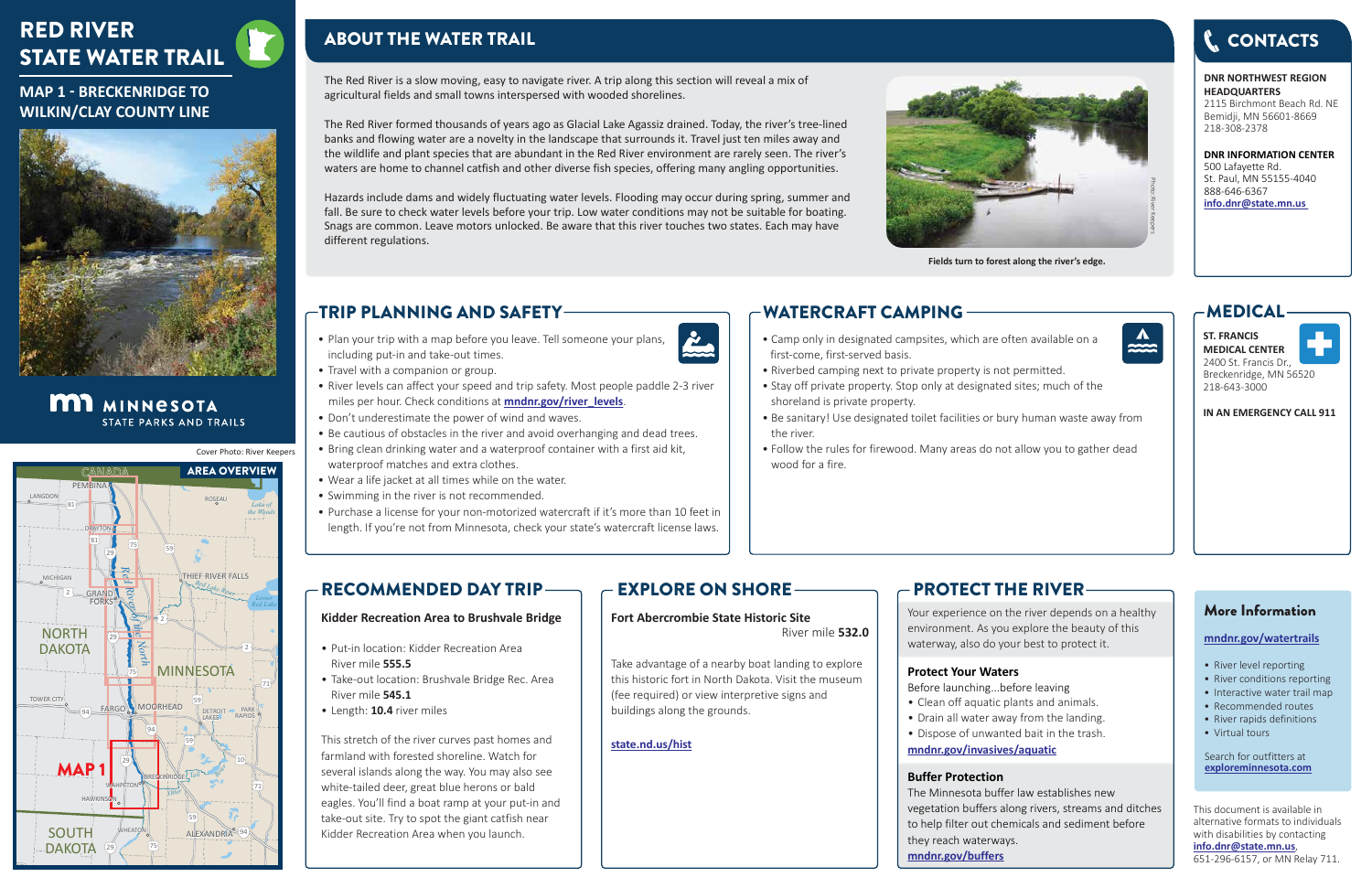# RED RIVER STATE WATER TRAIL

## MAP 1 - BRECKENRIDGE TO WILKIN/CLAY COUNTY LINE

MINNESOTA STATE PARKS AND TRAILS

Cover Photo: River Keepers

AREA OVERVIEW

CANADA
PEMBINA
LANGDON
ROSEAU
Lake of the Woods
DRAYTON
MICHIGAN
GRAND FORKS
THIEF RIVER FALLS
Red Lake River
Lower Red Lake
Red River of the North
NORTH DAKOTA
MINNESOTA
TOWER CITY
FARGO
MOORHEAD
DETROIT LAKES
PARK RAPIDS
MAP 1
BRECKENRIDGE
WAHPETON
HAWKINSON
SOUTH DAKOTA
WHEATON
ALEXANDRIA

## ABOUT THE WATER TRAIL

The Red River is a slow moving, easy to navigate river. A trip along this section will reveal a mix of agricultural fields and small towns interspersed with wooded shorelines.

The Red River formed thousands of years ago as Glacial Lake Agassiz drained. Today, the river's tree-lined banks and flowing water are a novelty in the landscape that surrounds it. Travel just ten miles away and the wildlife and plant species that are abundant in the Red River environment are rarely seen. The river's waters are home to channel catfish and other diverse fish species, offering many angling opportunities.

Hazards include dams and widely fluctuating water levels. Flooding may occur during spring, summer and fall. Be sure to check water levels before your trip. Low water conditions may not be suitable for boating. Snags are common. Leave motors unlocked. Be aware that this river touches two states. Each may have different regulations.

Photo: River Keepers

Fields turn to forest along the river's edge.

## CONTACTS

**DNR NORTHWEST REGION HEADQUARTERS**
2115 Birchmont Beach Rd. NE
Bemidji, MN 56601-8669
218-308-2378

**DNR INFORMATION CENTER**
500 Lafayette Rd.
St. Paul, MN 55155-4040
888-646-6367
info.dnr@state.mn.us

## TRIP PLANNING AND SAFETY

- Plan your trip with a map before you leave. Tell someone your plans, including put-in and take-out times.
- Travel with a companion or group.
- River levels can affect your speed and trip safety. Most people paddle 2-3 river miles per hour. Check conditions at mndnr.gov/river_levels.
- Don't underestimate the power of wind and waves.
- Be cautious of obstacles in the river and avoid overhanging and dead trees.
- Bring clean drinking water and a waterproof container with a first aid kit, waterproof matches and extra clothes.
- Wear a life jacket at all times while on the water.
- Swimming in the river is not recommended.
- Purchase a license for your non-motorized watercraft if it's more than 10 feet in length. If you're not from Minnesota, check your state's watercraft license laws.

## WATERCRAFT CAMPING

- Camp only in designated campsites, which are often available on a first-come, first-served basis.
- Riverbed camping next to private property is not permitted.
- Stay off private property. Stop only at designated sites; much of the shoreland is private property.
- Be sanitary! Use designated toilet facilities or bury human waste away from the river.
- Follow the rules for firewood. Many areas do not allow you to gather dead wood for a fire.

## MEDICAL

**ST. FRANCIS MEDICAL CENTER**
2400 St. Francis Dr.,
Breckenridge, MN 56520
218-643-3000

**IN AN EMERGENCY CALL 911**

## RECOMMENDED DAY TRIP

**Kidder Recreation Area to Brushvale Bridge**

- Put-in location: Kidder Recreation Area River mile **555.5**
- Take-out location: Brushvale Bridge Rec. Area River mile **545.1**
- Length: **10.4** river miles

This stretch of the river curves past homes and farmland with forested shoreline. Watch for several islands along the way. You may also see white-tailed deer, great blue herons or bald eagles. You'll find a boat ramp at your put-in and take-out site. Try to spot the giant catfish near Kidder Recreation Area when you launch.

## EXPLORE ON SHORE

**Fort Abercrombie State Historic Site**
River mile **532.0**

Take advantage of a nearby boat landing to explore this historic fort in North Dakota. Visit the museum (fee required) or view interpretive signs and buildings along the grounds.

state.nd.us/hist

## PROTECT THE RIVER

Your experience on the river depends on a healthy environment. As you explore the beauty of this waterway, also do your best to protect it.

**Protect Your Waters**
Before launching...before leaving
- Clean off aquatic plants and animals.
- Drain all water away from the landing.
- Dispose of unwanted bait in the trash.

mndnr.gov/invasives/aquatic

**Buffer Protection**
The Minnesota buffer law establishes new vegetation buffers along rivers, streams and ditches to help filter out chemicals and sediment before they reach waterways.
mndnr.gov/buffers

## More Information

mndnr.gov/watertrails

- River level reporting
- River conditions reporting
- Interactive water trail map
- Recommended routes
- River rapids definitions
- Virtual tours

Search for outfitters at exploreminnesota.com

This document is available in alternative formats to individuals with disabilities by contacting info.dnr@state.mn.us, 651-296-6157, or MN Relay 711.